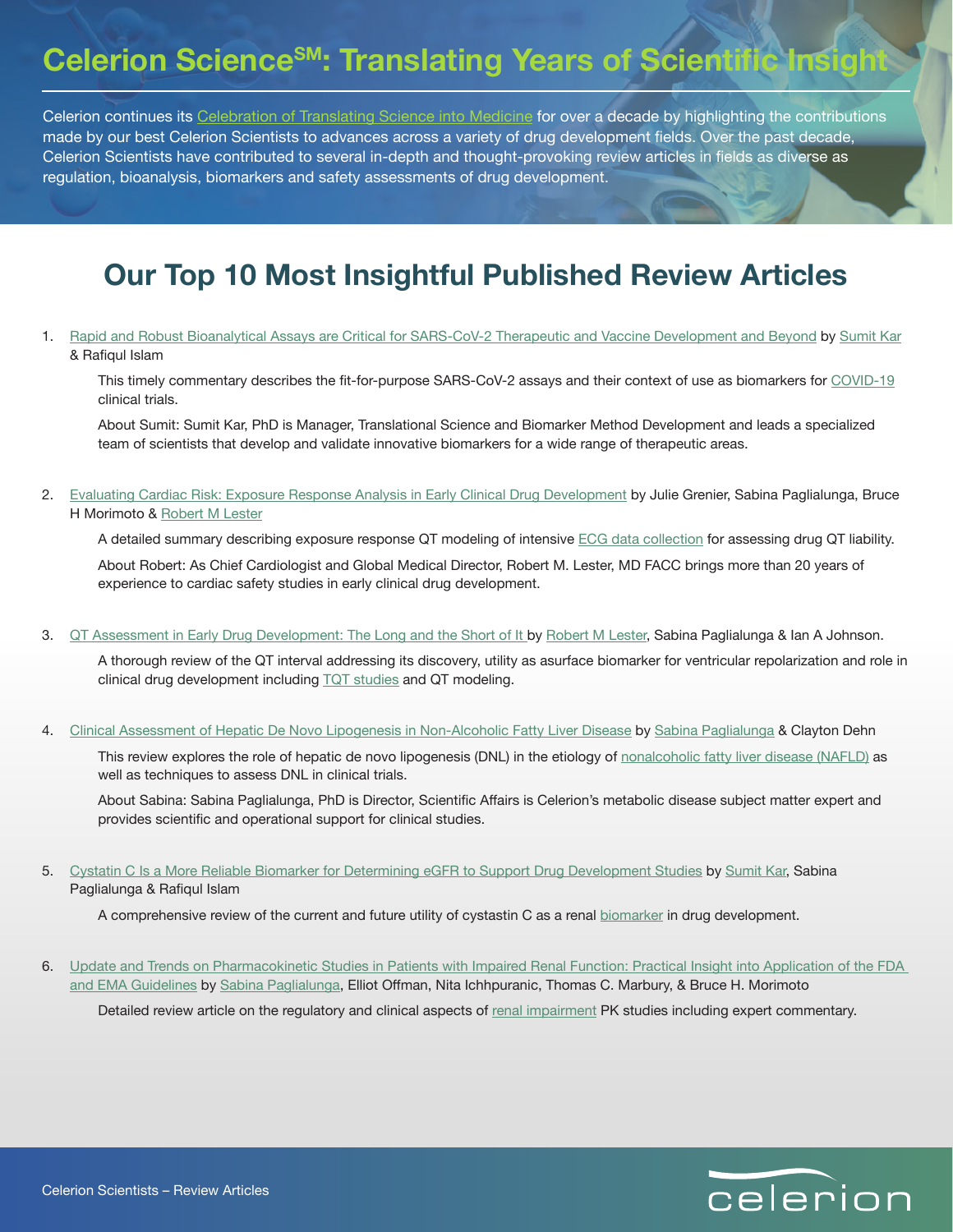# Celerion Science℠: Translating Years of Scientific Insight

Celerion continues its Celebration of Translating Science into Medicine for over a decade by highlighting the contributions made by our best Celerion Scientists to advances across a variety of drug development fields. Over the past decade, Celerion Scientists have contributed to several in-depth and thought-provoking review articles in fields as diverse as regulation, bioanalysis, biomarkers and safety assessments of drug development.

## Our Top 10 Most Insightful Published Review Articles

1. Rapid and Robust Bioanalytical Assays are Critical for SARS-CoV-2 Therapeutic and Vaccine Development and Beyond by Sumit Kar & Rafiqul Islam

   This timely commentary describes the fit-for-purpose SARS-CoV-2 assays and their context of use as biomarkers for COVID-19 clinical trials.

   About Sumit: Sumit Kar, PhD is Manager, Translational Science and Biomarker Method Development and leads a specialized team of scientists that develop and validate innovative biomarkers for a wide range of therapeutic areas.

2. Evaluating Cardiac Risk: Exposure Response Analysis in Early Clinical Drug Development by Julie Grenier, Sabina Paglialunga, Bruce H Morimoto & Robert M Lester

   A detailed summary describing exposure response QT modeling of intensive ECG data collection for assessing drug QT liability.

   About Robert: As Chief Cardiologist and Global Medical Director, Robert M. Lester, MD FACC brings more than 20 years of experience to cardiac safety studies in early clinical drug development.

3. QT Assessment in Early Drug Development: The Long and the Short of It by Robert M Lester, Sabina Paglialunga & Ian A Johnson.

   A thorough review of the QT interval addressing its discovery, utility as asurface biomarker for ventricular repolarization and role in clinical drug development including TQT studies and QT modeling.

4. Clinical Assessment of Hepatic De Novo Lipogenesis in Non-Alcoholic Fatty Liver Disease by Sabina Paglialunga & Clayton Dehn

   This review explores the role of hepatic de novo lipogenesis (DNL) in the etiology of nonalcoholic fatty liver disease (NAFLD) as well as techniques to assess DNL in clinical trials.

   About Sabina: Sabina Paglialunga, PhD is Director, Scientific Affairs is Celerion's metabolic disease subject matter expert and provides scientific and operational support for clinical studies.

5. Cystatin C Is a More Reliable Biomarker for Determining eGFR to Support Drug Development Studies by Sumit Kar, Sabina Paglialunga & Rafiqul Islam

   A comprehensive review of the current and future utility of cystastin C as a renal biomarker in drug development.

6. Update and Trends on Pharmacokinetic Studies in Patients with Impaired Renal Function: Practical Insight into Application of the FDA and EMA Guidelines by Sabina Paglialunga, Elliot Offman, Nita Ichhpuranic, Thomas C. Marbury, & Bruce H. Morimoto

   Detailed review article on the regulatory and clinical aspects of renal impairment PK studies including expert commentary.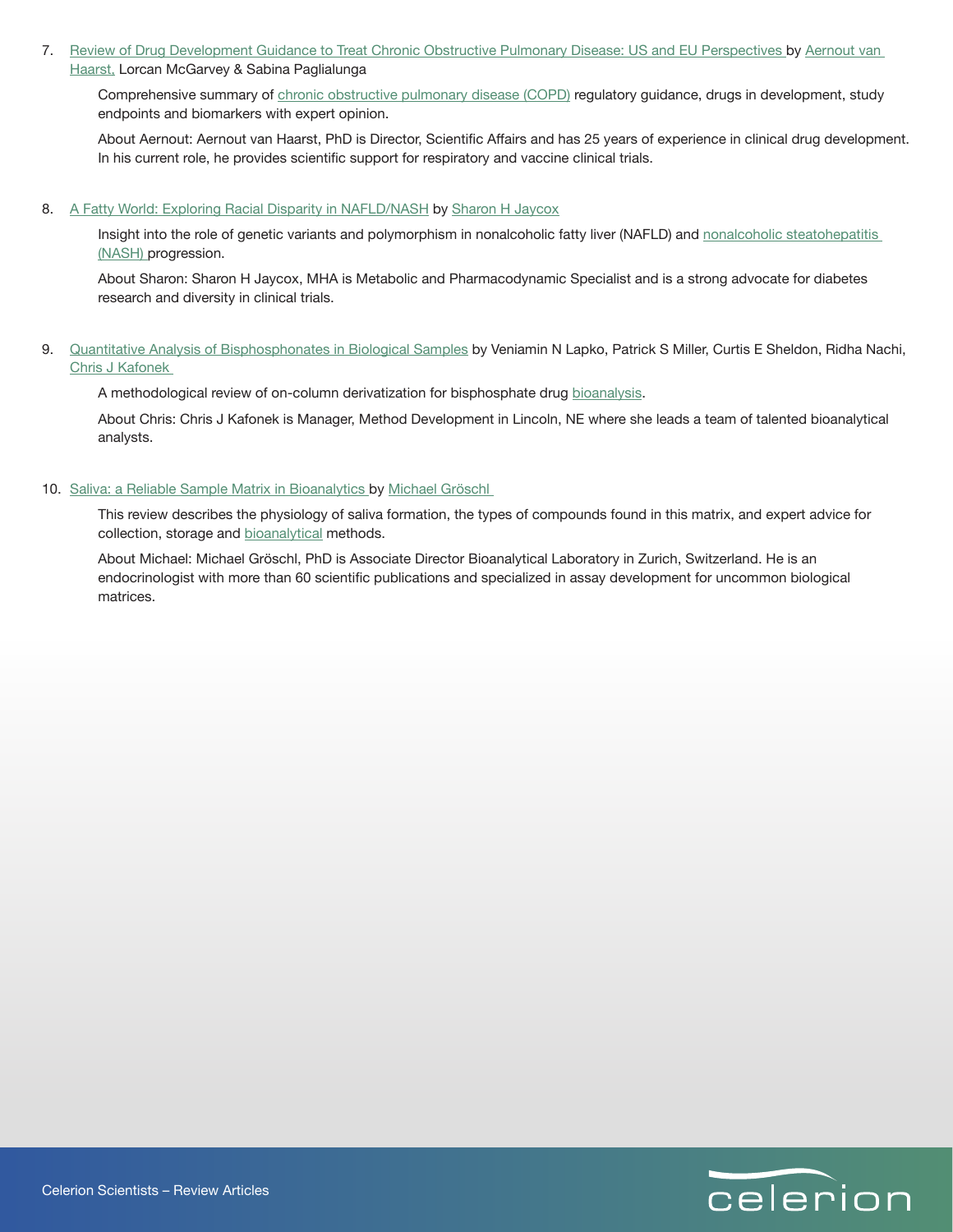7. Review of Drug Development Guidance to Treat Chronic Obstructive Pulmonary Disease: US and EU Perspectives by Aernout van Haarst, Lorcan McGarvey & Sabina Paglialunga

   Comprehensive summary of chronic obstructive pulmonary disease (COPD) regulatory guidance, drugs in development, study endpoints and biomarkers with expert opinion.

   About Aernout: Aernout van Haarst, PhD is Director, Scientific Affairs and has 25 years of experience in clinical drug development. In his current role, he provides scientific support for respiratory and vaccine clinical trials.

8. A Fatty World: Exploring Racial Disparity in NAFLD/NASH by Sharon H Jaycox

   Insight into the role of genetic variants and polymorphism in nonalcoholic fatty liver (NAFLD) and nonalcoholic steatohepatitis (NASH) progression.

   About Sharon: Sharon H Jaycox, MHA is Metabolic and Pharmacodynamic Specialist and is a strong advocate for diabetes research and diversity in clinical trials.

9. Quantitative Analysis of Bisphosphonates in Biological Samples by Veniamin N Lapko, Patrick S Miller, Curtis E Sheldon, Ridha Nachi, Chris J Kafonek

   A methodological review of on-column derivatization for bisphosphate drug bioanalysis.

   About Chris: Chris J Kafonek is Manager, Method Development in Lincoln, NE where she leads a team of talented bioanalytical analysts.

10. Saliva: a Reliable Sample Matrix in Bioanalytics by Michael Gröschl

    This review describes the physiology of saliva formation, the types of compounds found in this matrix, and expert advice for collection, storage and bioanalytical methods.

    About Michael: Michael Gröschl, PhD is Associate Director Bioanalytical Laboratory in Zurich, Switzerland. He is an endocrinologist with more than 60 scientific publications and specialized in assay development for uncommon biological matrices.